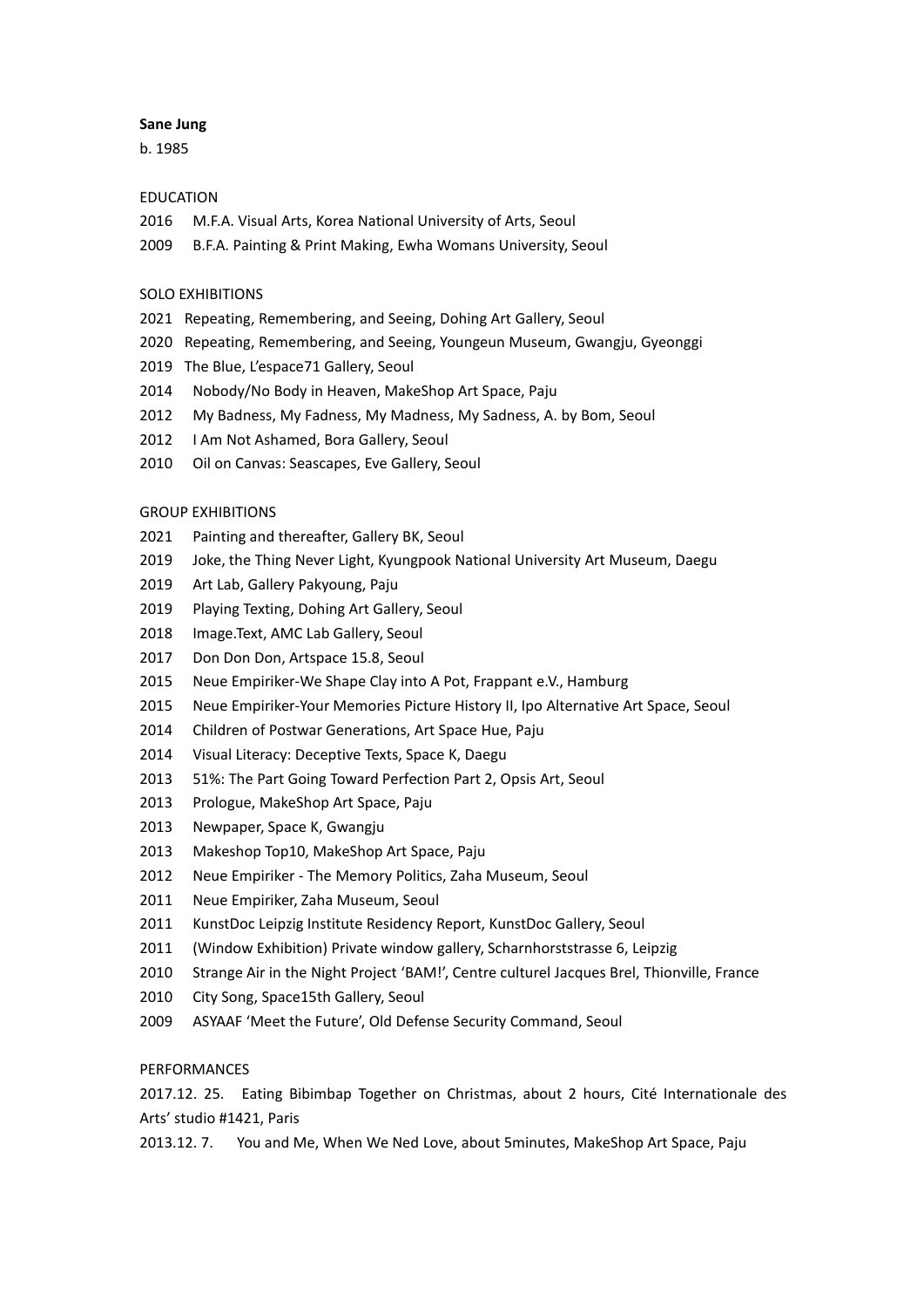**Sane Jung**

b. 1985

EDUCATION

2016 M.F.A. Visual Arts, Korea National University of Arts, Seoul

2009 B.F.A. Painting & Print Making, Ewha Womans University, Seoul

SOLO EXHIBITIONS

2021 Repeating, Remembering, and Seeing, Dohing Art Gallery, Seoul

2020 Repeating, Remembering, and Seeing, Youngeun Museum, Gwangju, Gyeonggi

2019 The Blue, L'espace71 Gallery, Seoul

2014 Nobody/No Body in Heaven, MakeShop Art Space, Paju

2012 My Badness, My Fadness, My Madness, My Sadness, A. by Bom, Seoul

2012 I Am Not Ashamed, Bora Gallery, Seoul

2010 Oil on Canvas: Seascapes, Eve Gallery, Seoul

GROUP EXHIBITIONS

2021 Painting and thereafter, Gallery BK, Seoul

2019 Joke, the Thing Never Light, Kyungpook National University Art Museum, Daegu

2019 Art Lab, Gallery Pakyoung, Paju

2019 Playing Texting, Dohing Art Gallery, Seoul

2018 Image.Text, AMC Lab Gallery, Seoul

2017 Don Don Don, Artspace 15.8, Seoul

2015 Neue Empiriker-We Shape Clay into A Pot, Frappant e.V., Hamburg

2015 Neue Empiriker-Your Memories Picture History II, Ipo Alternative Art Space, Seoul

2014 Children of Postwar Generations, Art Space Hue, Paju

2014 Visual Literacy: Deceptive Texts, Space K, Daegu

2013 51%: The Part Going Toward Perfection Part 2, Opsis Art, Seoul

2013 Prologue, MakeShop Art Space, Paju

2013 Newpaper, Space K, Gwangju

2013 Makeshop Top10, MakeShop Art Space, Paju

2012 Neue Empiriker - The Memory Politics, Zaha Museum, Seoul

2011 Neue Empiriker, Zaha Museum, Seoul

2011 KunstDoc Leipzig Institute Residency Report, KunstDoc Gallery, Seoul

2011 (Window Exhibition) Private window gallery, Scharnhorststrasse 6, Leipzig

2010 Strange Air in the Night Project 'BAM!', Centre culturel Jacques Brel, Thionville, France

2010 City Song, Space15th Gallery, Seoul

2009 ASYAAF 'Meet the Future', Old Defense Security Command, Seoul

PERFORMANCES

2017.12. 25. Eating Bibimbap Together on Christmas, about 2 hours, Cité Internationale des Arts' studio #1421, Paris

2013.12. 7. You and Me, When We Ned Love, about 5minutes, MakeShop Art Space, Paju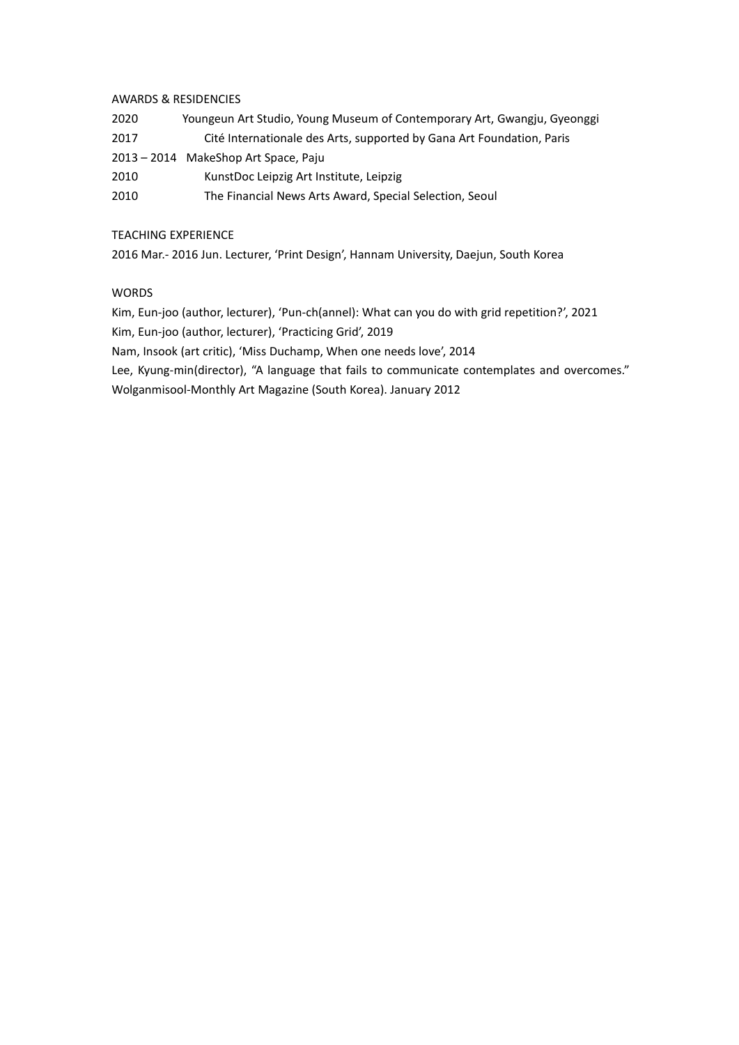## AWARDS & RESIDENCIES

2020 Youngeun Art Studio, Young Museum of Contemporary Art, Gwangju, Gyeonggi

2017 Cité Internationale des Arts, supported by Gana Art Foundation, Paris

2013 – 2014 MakeShop Art Space, Paju

2010 KunstDoc Leipzig Art Institute, Leipzig

2010 The Financial News Arts Award, Special Selection, Seoul

## TEACHING EXPERIENCE

2016 Mar.- 2016 Jun. Lecturer, 'Print Design', Hannam University, Daejun, South Korea

## WORDS

Kim, Eun-joo (author, lecturer), 'Pun-ch(annel): What can you do with grid repetition?', 2021

Kim, Eun-joo (author, lecturer), 'Practicing Grid', 2019

Nam, Insook (art critic), 'Miss Duchamp, When one needs love', 2014

Lee, Kyung-min(director), "A language that fails to communicate contemplates and overcomes." Wolganmisool-Monthly Art Magazine (South Korea). January 2012